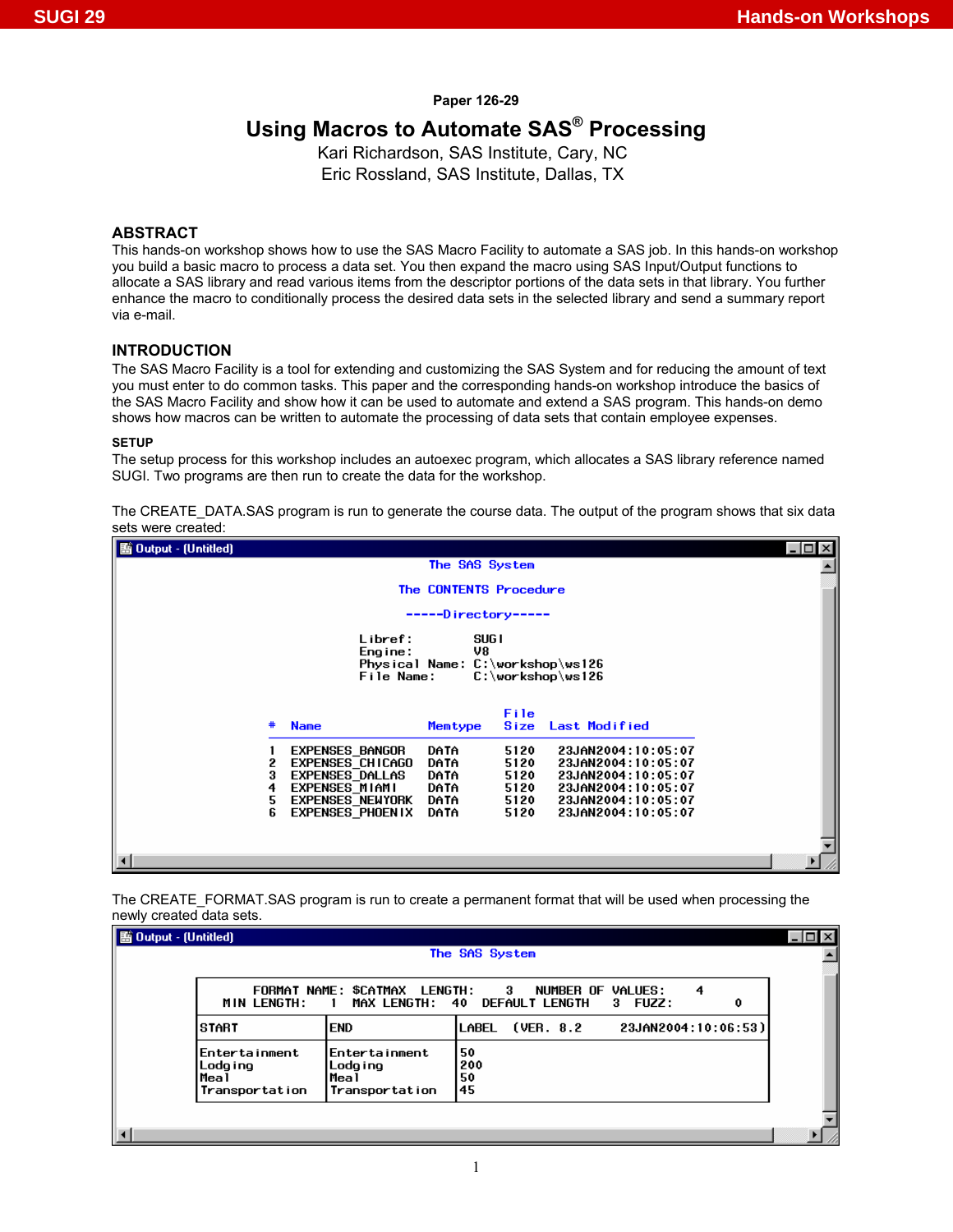Paper 126-29

# Using Macros to Automate SAS® Processing

Kari Richardson, SAS Institute, Cary, NC
Eric Rossland, SAS Institute, Dallas, TX

## ABSTRACT

This hands-on workshop shows how to use the SAS Macro Facility to automate a SAS job. In this hands-on workshop you build a basic macro to process a data set. You then expand the macro using SAS Input/Output functions to allocate a SAS library and read various items from the descriptor portions of the data sets in that library. You further enhance the macro to conditionally process the desired data sets in the selected library and send a summary report via e-mail.

## INTRODUCTION

The SAS Macro Facility is a tool for extending and customizing the SAS System and for reducing the amount of text you must enter to do common tasks. This paper and the corresponding hands-on workshop introduce the basics of the SAS Macro Facility and show how it can be used to automate and extend a SAS program. This hands-on demo shows how macros can be written to automate the processing of data sets that contain employee expenses.

### SETUP

The setup process for this workshop includes an autoexec program, which allocates a SAS library reference named SUGI. Two programs are then run to create the data for the workshop.

The CREATE_DATA.SAS program is run to generate the course data. The output of the program shows that six data sets were created:

```
Output - (Untitled)
                                The SAS System

                            The CONTENTS Procedure

                             -----Directory-----

                      Libref:         SUGI
                      Engine:         V8
                      Physical Name:  C:\workshop\ws126
                      File Name:      C:\workshop\ws126

                                          File
               #  Name              Memtype  Size   Last Modified

               1  EXPENSES_BANGOR   DATA     5120   23JAN2004:10:05:07
               2  EXPENSES_CHICAGO  DATA     5120   23JAN2004:10:05:07
               3  EXPENSES_DALLAS   DATA     5120   23JAN2004:10:05:07
               4  EXPENSES_MIAMI    DATA     5120   23JAN2004:10:05:07
               5  EXPENSES_NEWYORK  DATA     5120   23JAN2004:10:05:07
               6  EXPENSES_PHOENIX  DATA     5120   23JAN2004:10:05:07
```

The CREATE_FORMAT.SAS program is run to create a permanent format that will be used when processing the newly created data sets.

```
Output - (Untitled)
                                The SAS System

        ----------------------------------------------------------------------------
        |      FORMAT NAME: $CATMAX   LENGTH:    3   NUMBER OF VALUES:    4        |
        |   MIN LENGTH:   1  MAX LENGTH:  40  DEFAULT LENGTH   3  FUZZ:         0  |
        |--------------------------------------------------------------------------|
        |START           |END             |LABEL  (VER. 8.2      23JAN2004:10:06:53)|
        |----------------+----------------+----------------------------------------|
        |Entertainment   |Entertainment   |50                                      |
        |Lodging         |Lodging         |200                                     |
        |Meal            |Meal            |50                                      |
        |Transportation  |Transportation  |45                                      |
        ----------------------------------------------------------------------------
```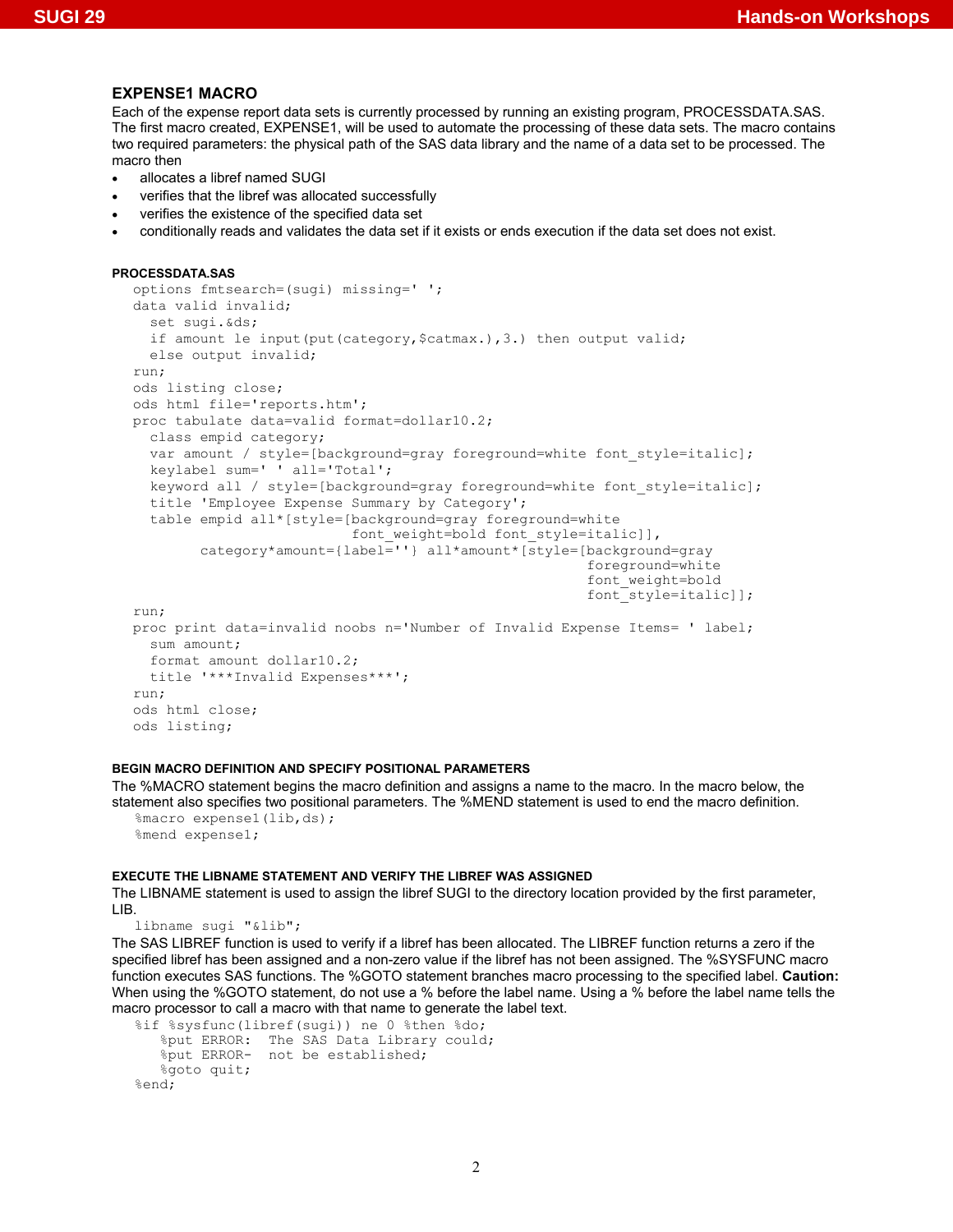## EXPENSE1 MACRO

Each of the expense report data sets is currently processed by running an existing program, PROCESSDATA.SAS. The first macro created, EXPENSE1, will be used to automate the processing of these data sets. The macro contains two required parameters: the physical path of the SAS data library and the name of a data set to be processed. The macro then

- allocates a libref named SUGI
- verifies that the libref was allocated successfully
- verifies the existence of the specified data set
- conditionally reads and validates the data set if it exists or ends execution if the data set does not exist.

#### PROCESSDATA.SAS

```
options fmtsearch=(sugi) missing=' ';
data valid invalid;
  set sugi.&ds;
  if amount le input(put(category,$catmax.),3.) then output valid;
  else output invalid;
run;
ods listing close;
ods html file='reports.htm';
proc tabulate data=valid format=dollar10.2;
  class empid category;
  var amount / style=[background=gray foreground=white font_style=italic];
  keylabel sum=' ' all='Total';
  keyword all / style=[background=gray foreground=white font_style=italic];
  title 'Employee Expense Summary by Category';
  table empid all*[style=[background=gray foreground=white
                        font_weight=bold font_style=italic]],
        category*amount={label=''} all*amount*[style=[background=gray
                                                   foreground=white
                                                   font_weight=bold
                                                   font_style=italic]];
run;
proc print data=invalid noobs n='Number of Invalid Expense Items= ' label;
  sum amount;
  format amount dollar10.2;
  title '***Invalid Expenses***';
run;
ods html close;
ods listing;
```

#### BEGIN MACRO DEFINITION AND SPECIFY POSITIONAL PARAMETERS

The %MACRO statement begins the macro definition and assigns a name to the macro. In the macro below, the statement also specifies two positional parameters. The %MEND statement is used to end the macro definition.

```
%macro expense1(lib,ds);
%mend expense1;
```

#### EXECUTE THE LIBNAME STATEMENT AND VERIFY THE LIBREF WAS ASSIGNED

The LIBNAME statement is used to assign the libref SUGI to the directory location provided by the first parameter, LIB.

```
libname sugi "&lib";
```

The SAS LIBREF function is used to verify if a libref has been allocated. The LIBREF function returns a zero if the specified libref has been assigned and a non-zero value if the libref has not been assigned. The %SYSFUNC macro function executes SAS functions. The %GOTO statement branches macro processing to the specified label. **Caution:** When using the %GOTO statement, do not use a % before the label name. Using a % before the label name tells the macro processor to call a macro with that name to generate the label text.

```
%if %sysfunc(libref(sugi)) ne 0 %then %do;
   %put ERROR:  The SAS Data Library could;
   %put ERROR-  not be established;
   %goto quit;
%end;
```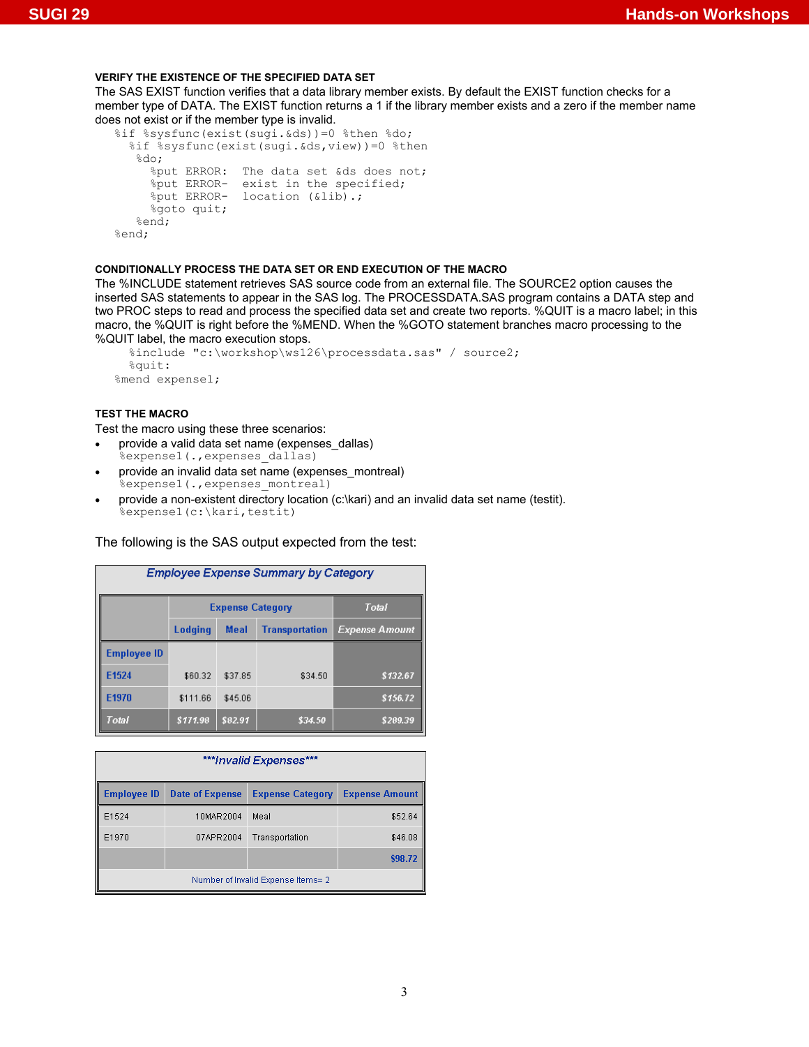### VERIFY THE EXISTENCE OF THE SPECIFIED DATA SET

The SAS EXIST function verifies that a data library member exists. By default the EXIST function checks for a member type of DATA. The EXIST function returns a 1 if the library member exists and a zero if the member name does not exist or if the member type is invalid.

```
%if %sysfunc(exist(sugi.&ds))=0 %then %do;
  %if %sysfunc(exist(sugi.&ds,view))=0 %then
   %do;
     %put ERROR:  The data set &ds does not;
     %put ERROR-  exist in the specified;
     %put ERROR-  location (&lib).;
     %goto quit;
   %end;
%end;
```

### CONDITIONALLY PROCESS THE DATA SET OR END EXECUTION OF THE MACRO

The %INCLUDE statement retrieves SAS source code from an external file. The SOURCE2 option causes the inserted SAS statements to appear in the SAS log. The PROCESSDATA.SAS program contains a DATA step and two PROC steps to read and process the specified data set and create two reports. %QUIT is a macro label; in this macro, the %QUIT is right before the %MEND. When the %GOTO statement branches macro processing to the %QUIT label, the macro execution stops.

```
  %include "c:\workshop\ws126\processdata.sas" / source2;
  %quit:
%mend expense1;
```

### TEST THE MACRO

Test the macro using these three scenarios:

- provide a valid data set name (expenses_dallas)
  ```
  %expense1(.,expenses_dallas)
  ```
- provide an invalid data set name (expenses_montreal)
  ```
  %expense1(.,expenses_montreal)
  ```
- provide a non-existent directory location (c:\kari) and an invalid data set name (testit).
  ```
  %expense1(c:\kari,testit)
  ```

The following is the SAS output expected from the test:

**Employee Expense Summary by Category**

| | Expense Category | | | Total |
|---|---|---|---|---|
| | Lodging | Meal | Transportation | Expense Amount |
| Employee ID | | | | |
| E1524 | $60.32 | $37.85 | $34.50 | $132.67 |
| E1970 | $111.66 | $45.06 | | $156.72 |
| Total | $171.98 | $82.91 | $34.50 | $289.39 |

**\*\*\*Invalid Expenses\*\*\***

| Employee ID | Date of Expense | Expense Category | Expense Amount |
|---|---|---|---|
| E1524 | 10MAR2004 | Meal | $52.64 |
| E1970 | 07APR2004 | Transportation | $46.08 |
| | | | $98.72 |
| Number of Invalid Expense Items= 2 | | | |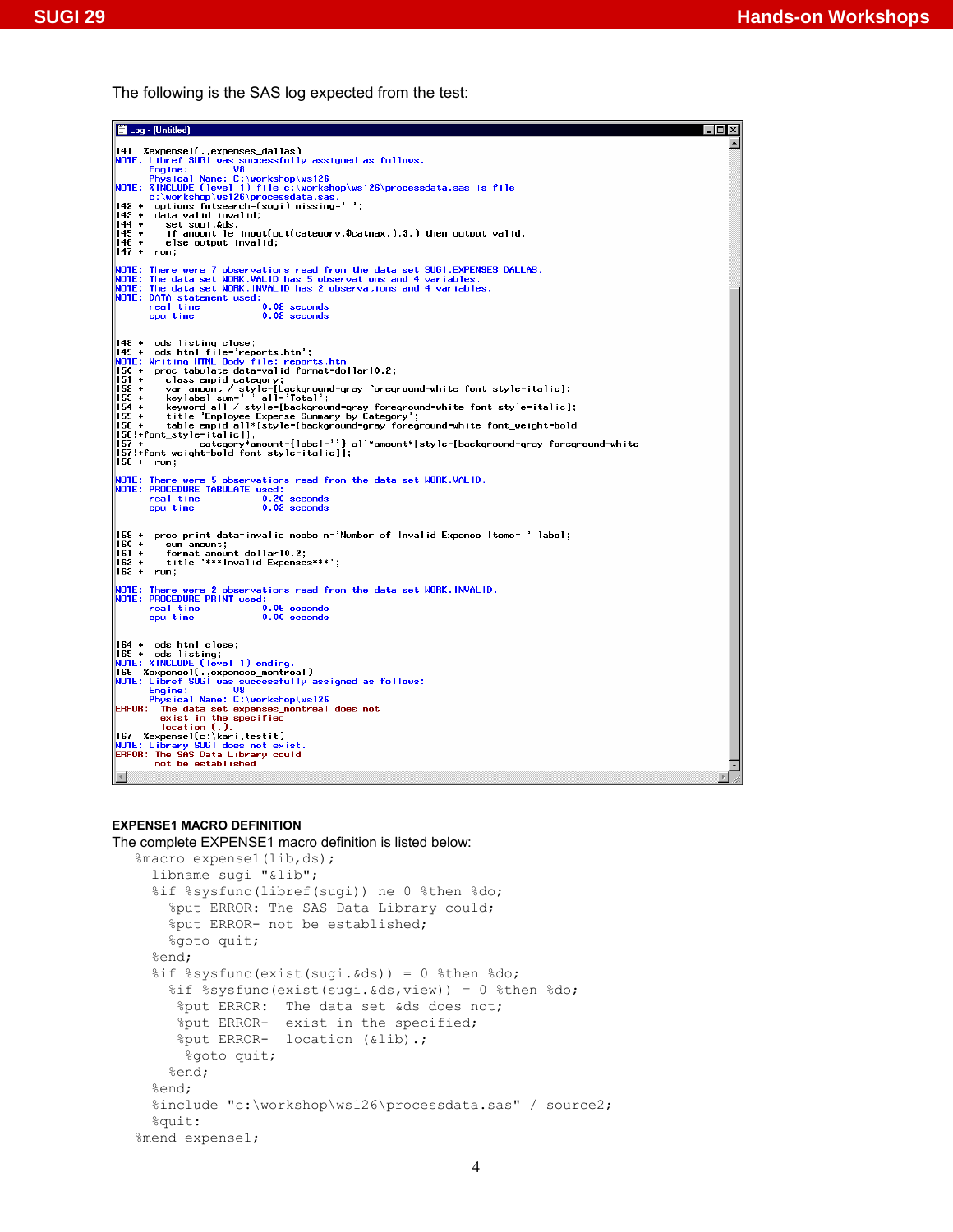The following is the SAS log expected from the test:

```
Log - (Untitled)

141  %expense1(.,expenses_dallas)
NOTE: Libref SUGI was successfully assigned as follows:
      Engine:        V8
      Physical Name: C:\workshop\ws126
NOTE: %INCLUDE (level 1) file c:\workshop\ws126\processdata.sas is file
      c:\workshop\ws126\processdata.sas.
142 +  options fmtsearch=(sugi) missing=' ';
143 +  data valid invalid;
144 +    set sugi.&ds;
145 +    if amount le input(put(category,$catmax.),3.) then output valid;
146 +    else output invalid;
147 +  run;

NOTE: There were 7 observations read from the data set SUGI.EXPENSES_DALLAS.
NOTE: The data set WORK.VALID has 5 observations and 4 variables.
NOTE: The data set WORK.INVALID has 2 observations and 4 variables.
NOTE: DATA statement used:
      real time           0.02 seconds
      cpu time            0.02 seconds


148 +  ods listing close;
149 +  ods html file='reports.htm';
NOTE: Writing HTML Body file: reports.htm
150 +  proc tabulate data=valid format=dollar10.2;
151 +    class empid category;
152 +    var amount / style=[background=gray foreground=white font_style=italic];
153 +    keylabel sum=' ' all='Total';
154 +    keyword all / style=[background=gray foreground=white font_style=italic];
155 +    title 'Employee Expense Summary by Category';
156 +    table empid all*[style=[background=gray foreground=white font_weight=bold
156!+font_style=italic]],
157 +          category*amount=[label=''] all*amount*[style=[background=gray foreground=white
157!+font_weight=bold font_style=italic]];
158 +  run;

NOTE: There were 5 observations read from the data set WORK.VALID.
NOTE: PROCEDURE TABULATE used:
      real time           0.20 seconds
      cpu time            0.02 seconds


159 +  proc print data=invalid noobs n='Number of Invalid Expense Items= ' label;
160 +    sum amount;
161 +    format amount dollar10.2;
162 +    title '***Invalid Expenses***';
163 +  run;

NOTE: There were 2 observations read from the data set WORK.INVALID.
NOTE: PROCEDURE PRINT used:
      real time           0.05 seconds
      cpu time            0.00 seconds


164 +  ods html close;
165 +  ods listing;
NOTE: %INCLUDE (level 1) ending.
166  %expense1(.,expenses_montreal)
NOTE: Libref SUGI was successfully assigned as follows:
      Engine:        V8
      Physical Name: C:\workshop\ws126
ERROR:  The data set expenses_montreal does not
        exist in the specified
        location (.).
167  %expense1(c:\kari,testit)
NOTE: Library SUGI does not exist.
ERROR: The SAS Data Library could
       not be established
```

**EXPENSE1 MACRO DEFINITION**

The complete EXPENSE1 macro definition is listed below:

```
%macro expense1(lib,ds);
  libname sugi "&lib";
  %if %sysfunc(libref(sugi)) ne 0 %then %do;
    %put ERROR: The SAS Data Library could;
    %put ERROR- not be established;
    %goto quit;
  %end;
  %if %sysfunc(exist(sugi.&ds)) = 0 %then %do;
    %if %sysfunc(exist(sugi.&ds,view)) = 0 %then %do;
     %put ERROR:  The data set &ds does not;
     %put ERROR-  exist in the specified;
     %put ERROR-  location (&lib).;
      %goto quit;
    %end;
  %end;
  %include "c:\workshop\ws126\processdata.sas" / source2;
  %quit:
%mend expense1;
```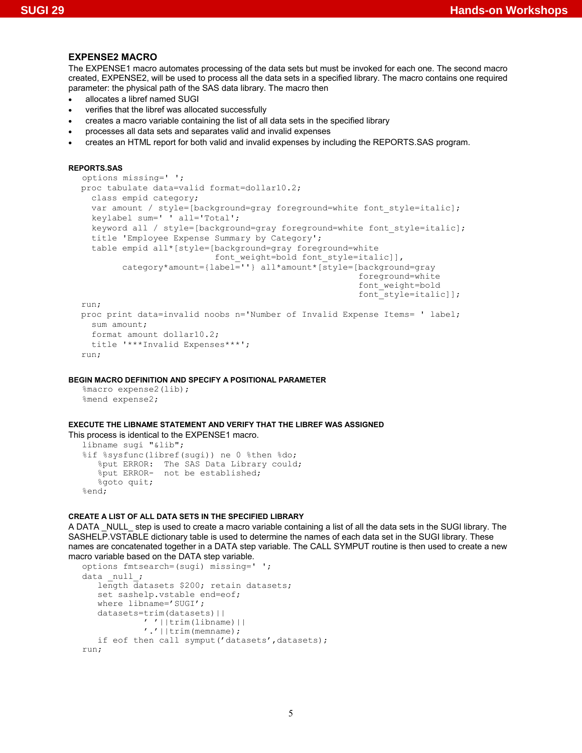## EXPENSE2 MACRO

The EXPENSE1 macro automates processing of the data sets but must be invoked for each one. The second macro created, EXPENSE2, will be used to process all the data sets in a specified library. The macro contains one required parameter: the physical path of the SAS data library. The macro then

- allocates a libref named SUGI
- verifies that the libref was allocated successfully
- creates a macro variable containing the list of all data sets in the specified library
- processes all data sets and separates valid and invalid expenses
- creates an HTML report for both valid and invalid expenses by including the REPORTS.SAS program.

#### REPORTS.SAS

```
options missing=' ';
proc tabulate data=valid format=dollar10.2;
  class empid category;
  var amount / style=[background=gray foreground=white font_style=italic];
  keylabel sum=' ' all='Total';
  keyword all / style=[background=gray foreground=white font_style=italic];
  title 'Employee Expense Summary by Category';
  table empid all*[style=[background=gray foreground=white
                        font_weight=bold font_style=italic]],
        category*amount={label=''} all*amount*[style=[background=gray
                                                     foreground=white
                                                     font_weight=bold
                                                     font_style=italic]];
run;
proc print data=invalid noobs n='Number of Invalid Expense Items= ' label;
  sum amount;
  format amount dollar10.2;
  title '***Invalid Expenses***';
run;
```

#### BEGIN MACRO DEFINITION AND SPECIFY A POSITIONAL PARAMETER

```
%macro expense2(lib);
%mend expense2;
```

#### EXECUTE THE LIBNAME STATEMENT AND VERIFY THAT THE LIBREF WAS ASSIGNED

This process is identical to the EXPENSE1 macro.

```
libname sugi "&lib";
%if %sysfunc(libref(sugi)) ne 0 %then %do;
   %put ERROR:  The SAS Data Library could;
   %put ERROR-  not be established;
   %goto quit;
%end;
```

#### CREATE A LIST OF ALL DATA SETS IN THE SPECIFIED LIBRARY

A DATA _NULL_ step is used to create a macro variable containing a list of all the data sets in the SUGI library. The SASHELP.VSTABLE dictionary table is used to determine the names of each data set in the SUGI library. These names are concatenated together in a DATA step variable. The CALL SYMPUT routine is then used to create a new macro variable based on the DATA step variable.

```
options fmtsearch=(sugi) missing=' ';
data _null_;
   length datasets $200; retain datasets;
   set sashelp.vstable end=eof;
   where libname='SUGI';
   datasets=trim(datasets)||
            ' '||trim(libname)||
            '.'||trim(memname);
   if eof then call symput('datasets',datasets);
run;
```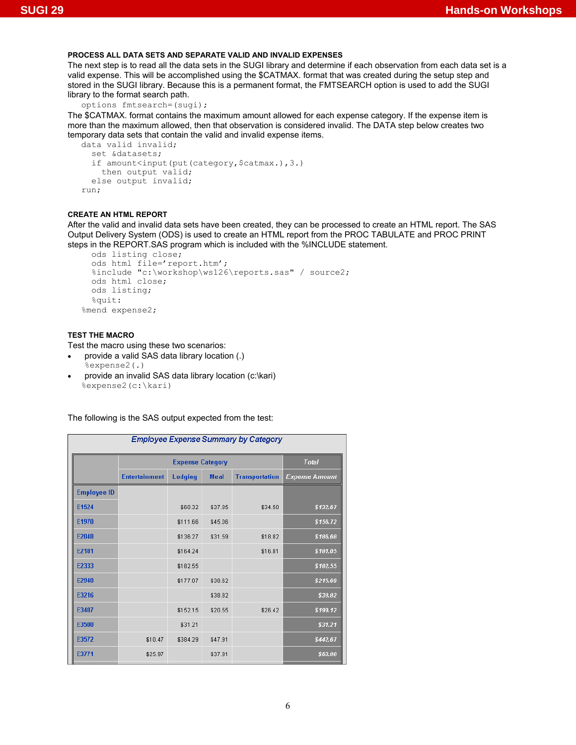### PROCESS ALL DATA SETS AND SEPARATE VALID AND INVALID EXPENSES

The next step is to read all the data sets in the SUGI library and determine if each observation from each data set is a valid expense. This will be accomplished using the $CATMAX. format that was created during the setup step and stored in the SUGI library. Because this is a permanent format, the FMTSEARCH option is used to add the SUGI library to the format search path.

```
options fmtsearch=(sugi);
```

The $CATMAX. format contains the maximum amount allowed for each expense category. If the expense item is more than the maximum allowed, then that observation is considered invalid. The DATA step below creates two temporary data sets that contain the valid and invalid expense items.

```
data valid invalid;
  set &datasets;
  if amount<input(put(category,$catmax.),3.)
    then output valid;
  else output invalid;
run;
```

### CREATE AN HTML REPORT

After the valid and invalid data sets have been created, they can be processed to create an HTML report. The SAS Output Delivery System (ODS) is used to create an HTML report from the PROC TABULATE and PROC PRINT steps in the REPORT.SAS program which is included with the %INCLUDE statement.

```
  ods listing close;
  ods html file='report.htm';
  %include "c:\workshop\ws126\reports.sas" / source2;
  ods html close;
  ods listing;
  %quit:
%mend expense2;
```

### TEST THE MACRO

Test the macro using these two scenarios:

- provide a valid SAS data library location (.)
  ```
  %expense2(.)
  ```
- provide an invalid SAS data library location (c:\kari)
  ```
  %expense2(c:\kari)
  ```

The following is the SAS output expected from the test:

**Employee Expense Summary by Category**

| | Expense Category | | | | Total |
|---|---|---|---|---|---|
| | Entertainment | Lodging | Meal | Transportation | Expense Amount |
| Employee ID | | | | | |
| E1524 | | $60.32 | $37.85 | $34.50 | $132.67 |
| E1970 | | $111.66 | $45.06 | | $156.72 |
| E2048 | | $136.27 | $31.59 | $18.82 | $186.68 |
| E2181 | | $164.24 | | $16.81 | $181.05 |
| E2333 | | $182.55 | | | $182.55 |
| E2940 | | $177.07 | $38.62 | | $215.69 |
| E3216 | | | $38.82 | | $38.82 |
| E3407 | | $152.15 | $20.55 | $26.42 | $199.12 |
| E3500 | | $31.21 | | | $31.21 |
| E3572 | $10.47 | $384.29 | $47.91 | | $442.67 |
| E3771 | $25.97 | | $37.91 | | $63.88 |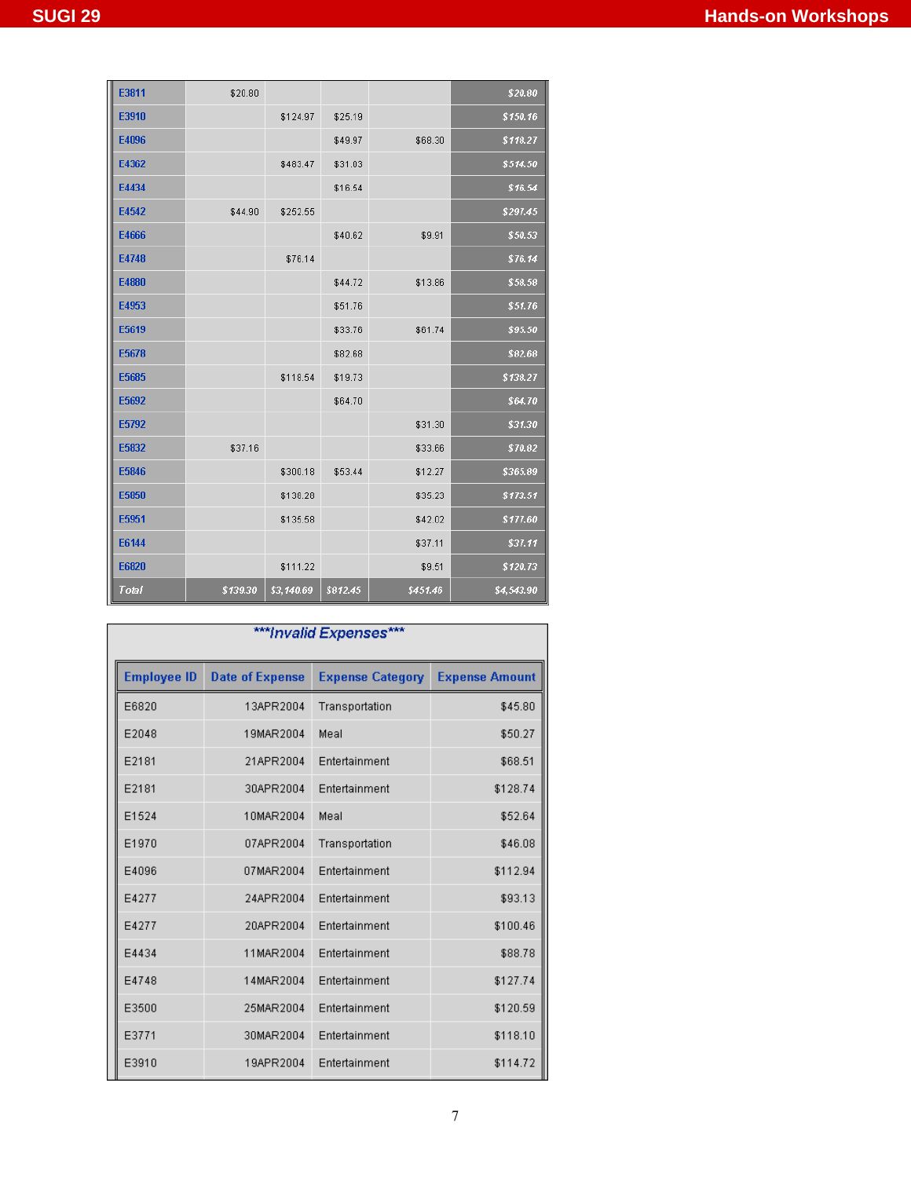| | | | | | |
|---|---|---|---|---|---|
| E3811 | $20.80 | | | | $20.80 |
| E3910 | | $124.97 | $25.19 | | $150.16 |
| E4096 | | | $49.97 | $68.30 | $118.27 |
| E4362 | | $483.47 | $31.03 | | $514.50 |
| E4434 | | | $16.54 | | $16.54 |
| E4542 | $44.90 | $252.55 | | | $297.45 |
| E4666 | | | $40.62 | $9.91 | $50.53 |
| E4748 | | $76.14 | | | $76.14 |
| E4880 | | | $44.72 | $13.86 | $58.58 |
| E4953 | | | $51.76 | | $51.76 |
| E5619 | | | $33.76 | $61.74 | $95.50 |
| E5678 | | | $82.68 | | $82.68 |
| E5685 | | $118.54 | $19.73 | | $138.27 |
| E5692 | | | $64.70 | | $64.70 |
| E5792 | | | | $31.30 | $31.30 |
| E5832 | $37.16 | | | $33.66 | $70.82 |
| E5846 | | $300.18 | $53.44 | $12.27 | $365.89 |
| E5850 | | $138.28 | | $35.23 | $173.51 |
| E5951 | | $135.58 | | $42.02 | $177.60 |
| E6144 | | | | $37.11 | $37.11 |
| E6820 | | $111.22 | | $9.51 | $120.73 |
| *Total* | *$139.30* | *$3,140.69* | *$812.45* | *$451.46* | *$4,543.90* |

***Invalid Expenses***

| Employee ID | Date of Expense | Expense Category | Expense Amount |
|---|---|---|---|
| E6820 | 13APR2004 | Transportation | $45.80 |
| E2048 | 19MAR2004 | Meal | $50.27 |
| E2181 | 21APR2004 | Entertainment | $68.51 |
| E2181 | 30APR2004 | Entertainment | $128.74 |
| E1524 | 10MAR2004 | Meal | $52.64 |
| E1970 | 07APR2004 | Transportation | $46.08 |
| E4096 | 07MAR2004 | Entertainment | $112.94 |
| E4277 | 24APR2004 | Entertainment | $93.13 |
| E4277 | 20APR2004 | Entertainment | $100.46 |
| E4434 | 11MAR2004 | Entertainment | $88.78 |
| E4748 | 14MAR2004 | Entertainment | $127.74 |
| E3500 | 25MAR2004 | Entertainment | $120.59 |
| E3771 | 30MAR2004 | Entertainment | $118.10 |
| E3910 | 19APR2004 | Entertainment | $114.72 |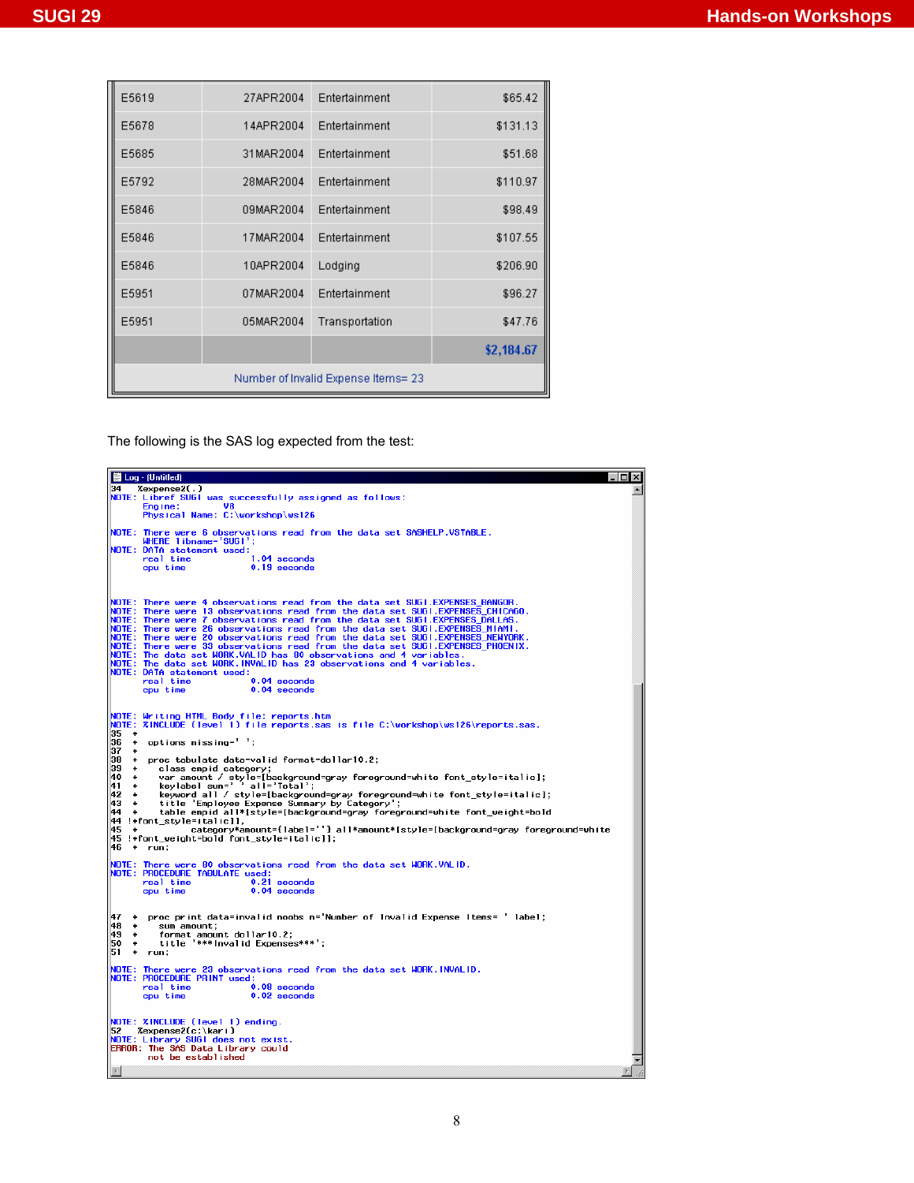| | | | |
|---|---|---|---|
| E5619 | 27APR2004 | Entertainment | $65.42 |
| E5678 | 14APR2004 | Entertainment | $131.13 |
| E5685 | 31MAR2004 | Entertainment | $51.68 |
| E5792 | 28MAR2004 | Entertainment | $110.97 |
| E5846 | 09MAR2004 | Entertainment | $98.49 |
| E5846 | 17MAR2004 | Entertainment | $107.55 |
| E5846 | 10APR2004 | Lodging | $206.90 |
| E5951 | 07MAR2004 | Entertainment | $96.27 |
| E5951 | 05MAR2004 | Transportation | $47.76 |
| | | | $2,184.67 |

Number of Invalid Expense Items= 23

The following is the SAS log expected from the test:

```
Log - (Untitled)
34   %expense2(.)
NOTE: Libref SUGI was successfully assigned as follows:
      Engine:        V8
      Physical Name: C:\workshop\ws126

NOTE: There were 6 observations read from the data set SASHELP.VSTABLE.
      WHERE libname='SUGI';
NOTE: DATA statement used:
      real time           1.04 seconds
      cpu time            0.19 seconds


NOTE: There were 4 observations read from the data set SUGI.EXPENSES_BANGOR.
NOTE: There were 13 observations read from the data set SUGI.EXPENSES_CHICAGO.
NOTE: There were 7 observations read from the data set SUGI.EXPENSES_DALLAS.
NOTE: There were 26 observations read from the data set SUGI.EXPENSES_MIAMI.
NOTE: There were 20 observations read from the data set SUGI.EXPENSES_NEWYORK.
NOTE: There were 33 observations read from the data set SUGI.EXPENSES_PHOENIX.
NOTE: The data set WORK.VALID has 80 observations and 4 variables.
NOTE: The data set WORK.INVALID has 23 observations and 4 variables.
NOTE: DATA statement used:
      real time           0.04 seconds
      cpu time            0.04 seconds


NOTE: Writing HTML Body file: reports.htm
NOTE: %INCLUDE (level 1) file reports.sas is file C:\workshop\ws126\reports.sas.
35   +
36   +  options missing=' ';
37   +
38   +  proc tabulate data=valid format=dollar10.2;
39   +    class empid category;
40   +    var amount / style=[background=gray foreground=white font_style=italic];
41   +    keylabel sum=' ' all='Total';
42   +    keyword all / style=[background=gray foreground=white font_style=italic];
43   +    title 'Employee Expense Summary by Category';
44   +    table empid all*[style=[background=gray foreground=white font_weight=bold
44  !+font_style=italic]],
45   +          category*amount={label=''} all*amount*[style=[background=gray foreground=white
45  !+font_weight=bold font_style=italic]];
46   +  run;

NOTE: There were 80 observations read from the data set WORK.VALID.
NOTE: PROCEDURE TABULATE used:
      real time           0.21 seconds
      cpu time            0.04 seconds


47   +  proc print data=invalid noobs n='Number of Invalid Expense Items= ' label;
48   +    sum amount;
49   +    format amount dollar10.2;
50   +    title '***Invalid Expenses***';
51   +  run;

NOTE: There were 23 observations read from the data set WORK.INVALID.
NOTE: PROCEDURE PRINT used:
      real time           0.08 seconds
      cpu time            0.02 seconds


NOTE: %INCLUDE (level 1) ending.
52   %expense2(c:\kari)
NOTE: Library SUGI does not exist.
ERROR: The SAS Data Library could
       not be established
```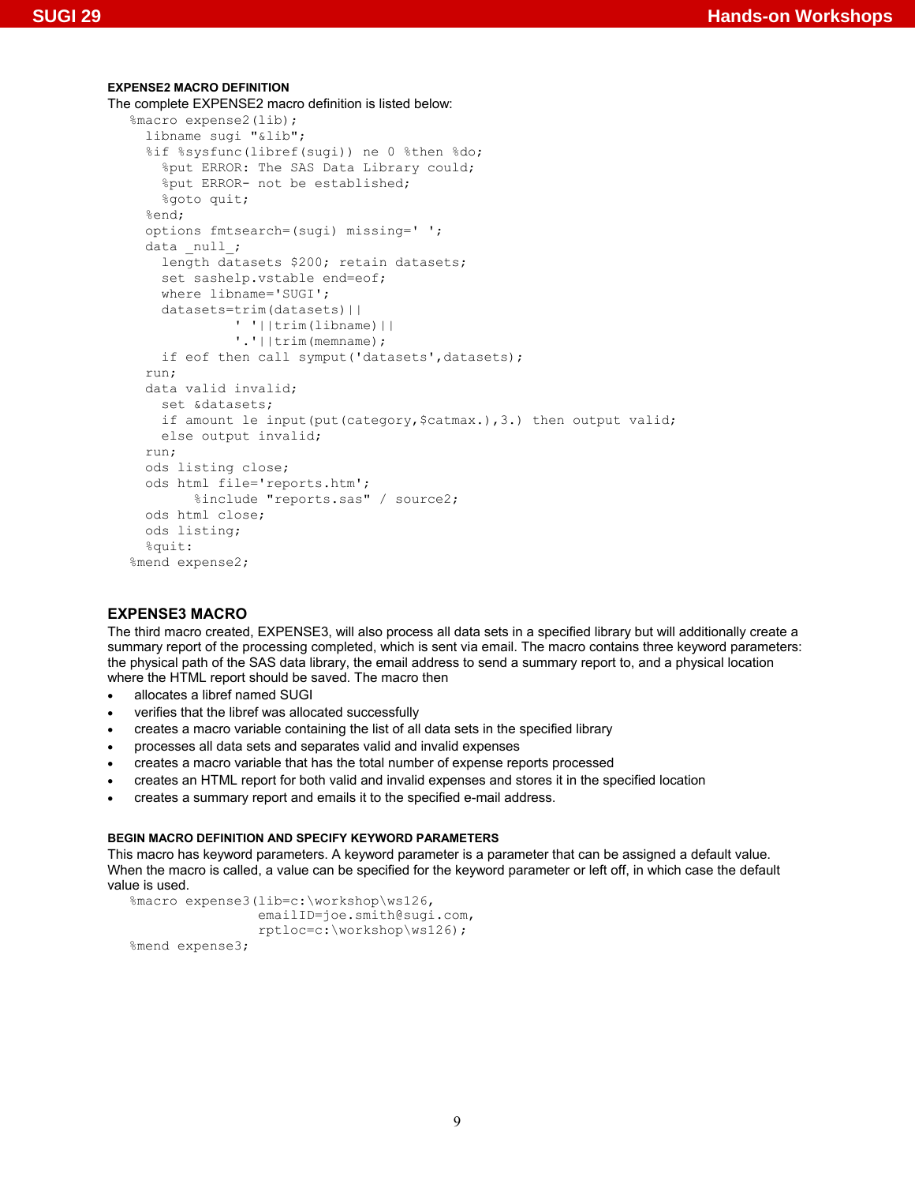#### EXPENSE2 MACRO DEFINITION

The complete EXPENSE2 macro definition is listed below:

```
%macro expense2(lib);
  libname sugi "&lib";
  %if %sysfunc(libref(sugi)) ne 0 %then %do;
    %put ERROR: The SAS Data Library could;
    %put ERROR- not be established;
    %goto quit;
  %end;
  options fmtsearch=(sugi) missing=' ';
  data _null_;
    length datasets $200; retain datasets;
    set sashelp.vstable end=eof;
    where libname='SUGI';
    datasets=trim(datasets)||
             ' '||trim(libname)||
             '.'||trim(memname);
    if eof then call symput('datasets',datasets);
  run;
  data valid invalid;
    set &datasets;
    if amount le input(put(category,$catmax.),3.) then output valid;
    else output invalid;
  run;
  ods listing close;
  ods html file='reports.htm';
        %include "reports.sas" / source2;
  ods html close;
  ods listing;
  %quit:
%mend expense2;
```

## EXPENSE3 MACRO

The third macro created, EXPENSE3, will also process all data sets in a specified library but will additionally create a summary report of the processing completed, which is sent via email. The macro contains three keyword parameters: the physical path of the SAS data library, the email address to send a summary report to, and a physical location where the HTML report should be saved. The macro then

- allocates a libref named SUGI
- verifies that the libref was allocated successfully
- creates a macro variable containing the list of all data sets in the specified library
- processes all data sets and separates valid and invalid expenses
- creates a macro variable that has the total number of expense reports processed
- creates an HTML report for both valid and invalid expenses and stores it in the specified location
- creates a summary report and emails it to the specified e-mail address.

#### BEGIN MACRO DEFINITION AND SPECIFY KEYWORD PARAMETERS

This macro has keyword parameters. A keyword parameter is a parameter that can be assigned a default value. When the macro is called, a value can be specified for the keyword parameter or left off, in which case the default value is used.

```
%macro expense3(lib=c:\workshop\ws126,
                emailID=joe.smith@sugi.com,
                rptloc=c:\workshop\ws126);
%mend expense3;
```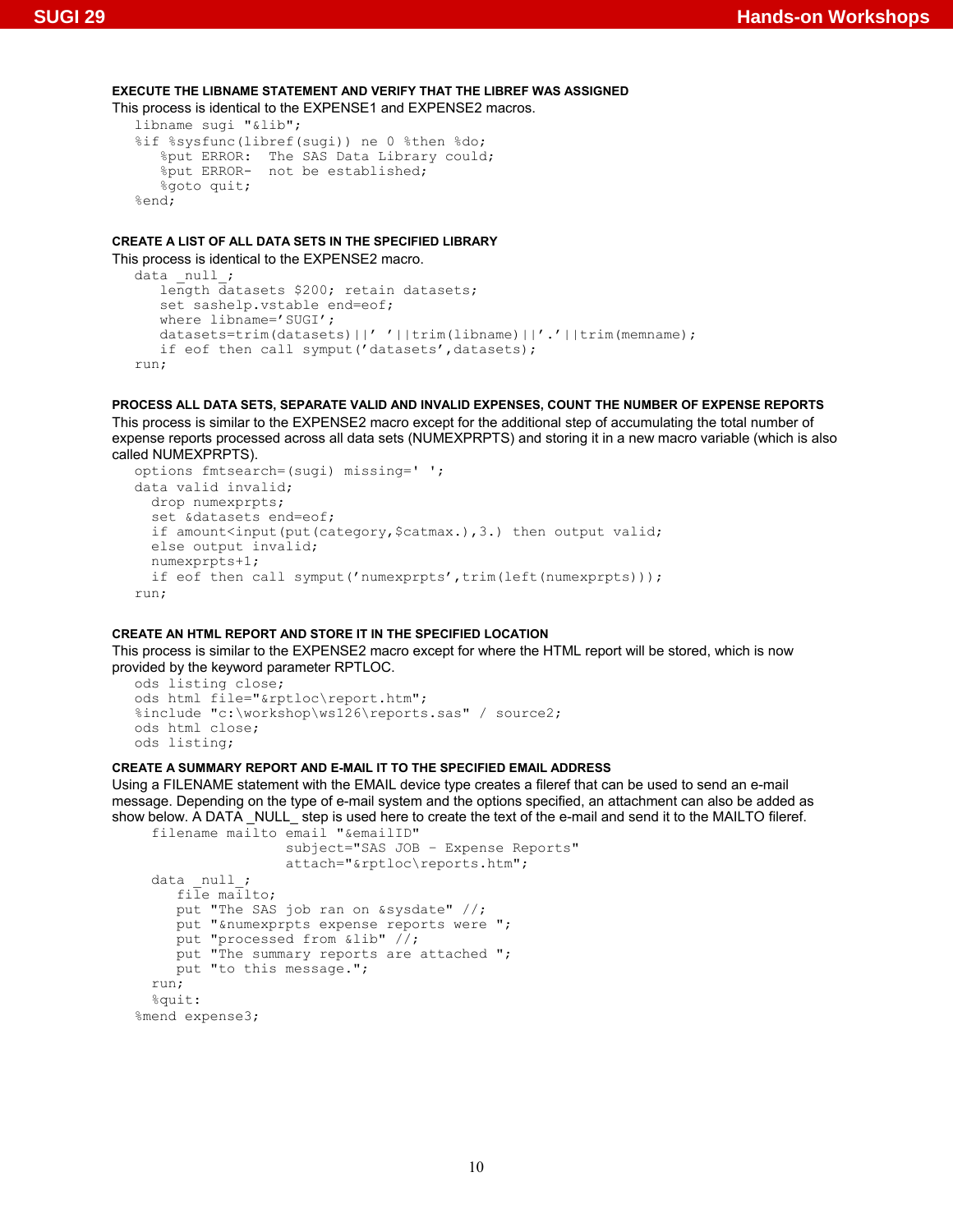#### EXECUTE THE LIBNAME STATEMENT AND VERIFY THAT THE LIBREF WAS ASSIGNED

This process is identical to the EXPENSE1 and EXPENSE2 macros.

```
libname sugi "&lib";
%if %sysfunc(libref(sugi)) ne 0 %then %do;
   %put ERROR:  The SAS Data Library could;
   %put ERROR-  not be established;
   %goto quit;
%end;
```

#### CREATE A LIST OF ALL DATA SETS IN THE SPECIFIED LIBRARY

This process is identical to the EXPENSE2 macro.

```
data _null_;
   length datasets $200; retain datasets;
   set sashelp.vstable end=eof;
   where libname='SUGI';
   datasets=trim(datasets)||' '||trim(libname)||'.'||trim(memname);
   if eof then call symput('datasets',datasets);
run;
```

#### PROCESS ALL DATA SETS, SEPARATE VALID AND INVALID EXPENSES, COUNT THE NUMBER OF EXPENSE REPORTS

This process is similar to the EXPENSE2 macro except for the additional step of accumulating the total number of expense reports processed across all data sets (NUMEXPRPTS) and storing it in a new macro variable (which is also called NUMEXPRPTS).

```
options fmtsearch=(sugi) missing=' ';
data valid invalid;
  drop numexprpts;
  set &datasets end=eof;
  if amount<input(put(category,$catmax.),3.) then output valid;
  else output invalid;
  numexprpts+1;
  if eof then call symput('numexprpts',trim(left(numexprpts)));
run;
```

#### CREATE AN HTML REPORT AND STORE IT IN THE SPECIFIED LOCATION

This process is similar to the EXPENSE2 macro except for where the HTML report will be stored, which is now provided by the keyword parameter RPTLOC.

```
ods listing close;
ods html file="&rptloc\report.htm";
%include "c:\workshop\ws126\reports.sas" / source2;
ods html close;
ods listing;
```

#### CREATE A SUMMARY REPORT AND E-MAIL IT TO THE SPECIFIED EMAIL ADDRESS

Using a FILENAME statement with the EMAIL device type creates a fileref that can be used to send an e-mail message. Depending on the type of e-mail system and the options specified, an attachment can also be added as show below. A DATA _NULL_ step is used here to create the text of the e-mail and send it to the MAILTO fileref.

```
  filename mailto email "&emailID"
                  subject="SAS JOB - Expense Reports"
                  attach="&rptloc\reports.htm";
  data _null_;
     file mailto;
     put "The SAS job ran on &sysdate" //;
     put "&numexprpts expense reports were ";
     put "processed from &lib" //;
     put "The summary reports are attached ";
     put "to this message.";
  run;
  %quit:
%mend expense3;
```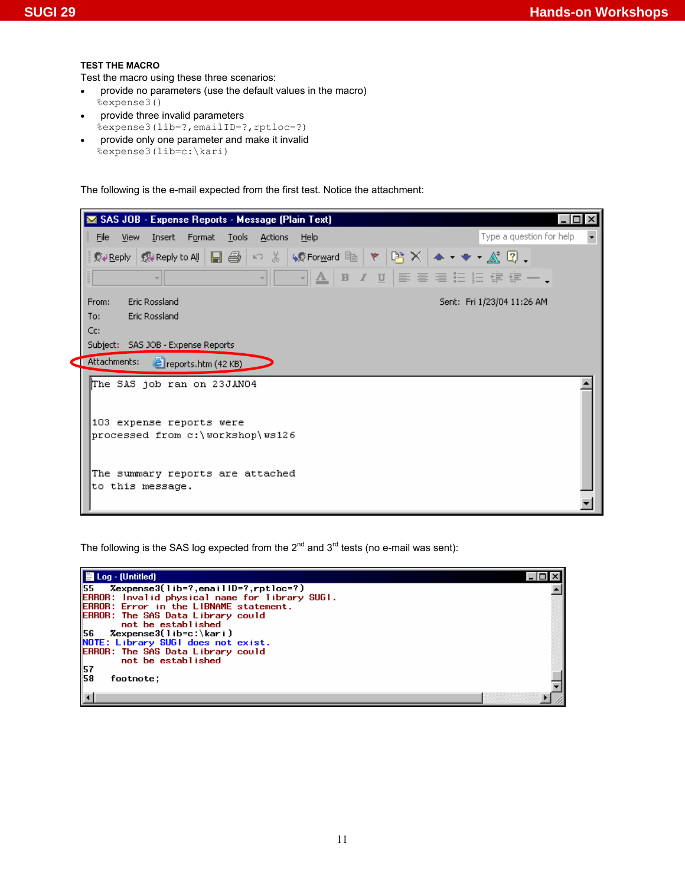**TEST THE MACRO**

Test the macro using these three scenarios:

- provide no parameters (use the default values in the macro)
  `%expense3()`
- provide three invalid parameters
  `%expense3(lib=?,emailID=?,rptloc=?)`
- provide only one parameter and make it invalid
  `%expense3(lib=c:\kari)`

The following is the e-mail expected from the first test. Notice the attachment:

```
SAS JOB - Expense Reports - Message (Plain Text)

From:    Eric Rossland                              Sent:  Fri 1/23/04 11:26 AM
To:      Eric Rossland
Cc:
Subject: SAS JOB - Expense Reports
Attachments:  reports.htm (42 KB)

The SAS job ran on 23JAN04


103 expense reports were
processed from c:\workshop\ws126


The summary reports are attached
to this message.
```

The following is the SAS log expected from the 2nd and 3rd tests (no e-mail was sent):

```
Log - (Untitled)
55    %expense3(lib=?,emailID=?,rptloc=?)
ERROR: Invalid physical name for library SUGI.
ERROR: Error in the LIBNAME statement.
ERROR: The SAS Data Library could
       not be established
56    %expense3(lib=c:\kari)
NOTE: Library SUGI does not exist.
ERROR: The SAS Data Library could
       not be established
57
58    footnote;
```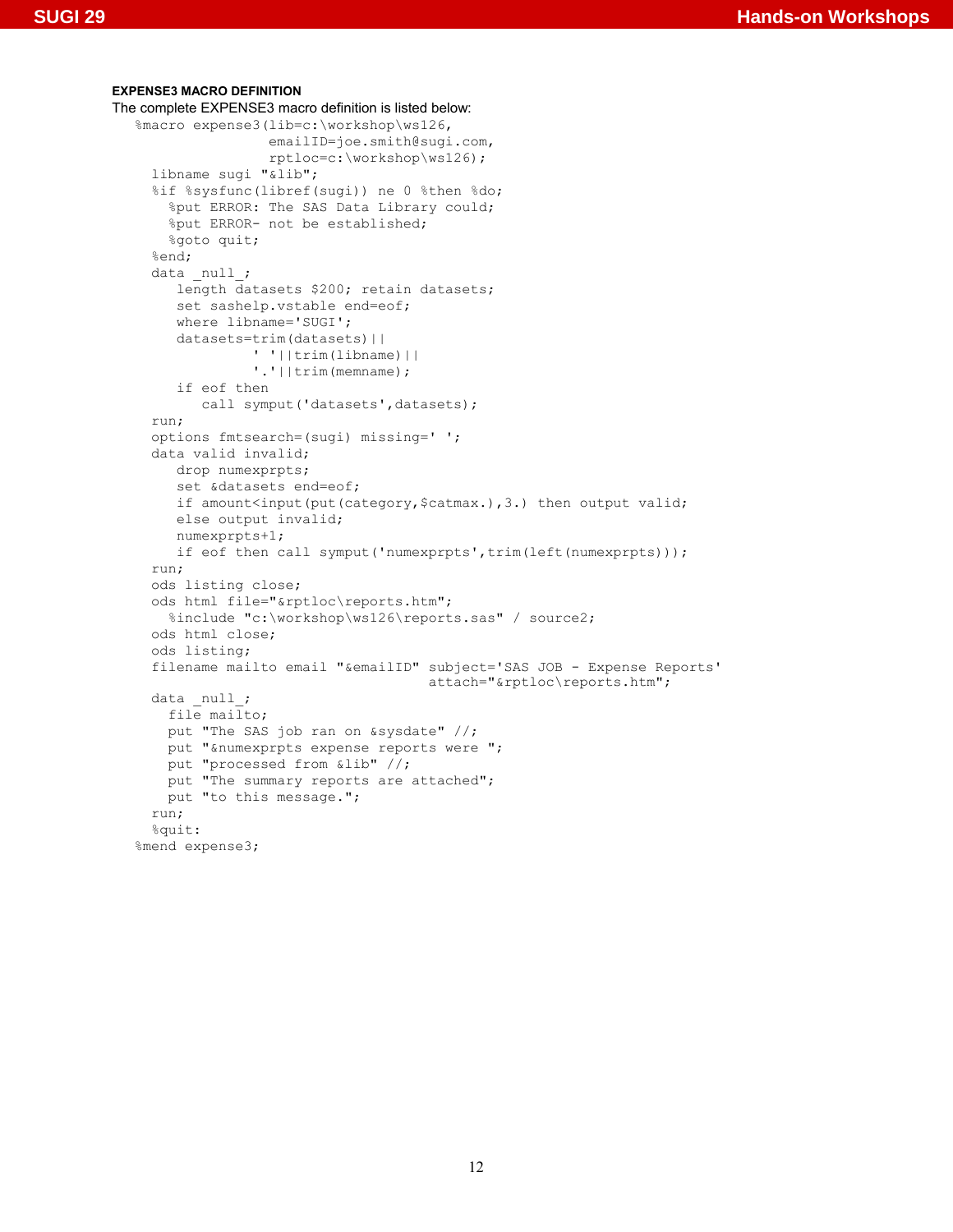**EXPENSE3 MACRO DEFINITION**

The complete EXPENSE3 macro definition is listed below:

```
%macro expense3(lib=c:\workshop\ws126,
                emailID=joe.smith@sugi.com,
                rptloc=c:\workshop\ws126);
  libname sugi "&lib";
  %if %sysfunc(libref(sugi)) ne 0 %then %do;
    %put ERROR: The SAS Data Library could;
    %put ERROR- not be established;
    %goto quit;
  %end;
  data _null_;
     length datasets $200; retain datasets;
     set sashelp.vstable end=eof;
     where libname='SUGI';
     datasets=trim(datasets)||
              ' '||trim(libname)||
              '.'||trim(memname);
     if eof then
        call symput('datasets',datasets);
  run;
  options fmtsearch=(sugi) missing=' ';
  data valid invalid;
     drop numexprpts;
     set &datasets end=eof;
     if amount<input(put(category,$catmax.),3.) then output valid;
     else output invalid;
     numexprpts+1;
     if eof then call symput('numexprpts',trim(left(numexprpts)));
  run;
  ods listing close;
  ods html file="&rptloc\reports.htm";
    %include "c:\workshop\ws126\reports.sas" / source2;
  ods html close;
  ods listing;
  filename mailto email "&emailID" subject='SAS JOB - Expense Reports'
                                   attach="&rptloc\reports.htm";
  data _null_;
    file mailto;
    put "The SAS job ran on &sysdate" //;
    put "&numexprpts expense reports were ";
    put "processed from &lib" //;
    put "The summary reports are attached";
    put "to this message.";
  run;
  %quit:
%mend expense3;
```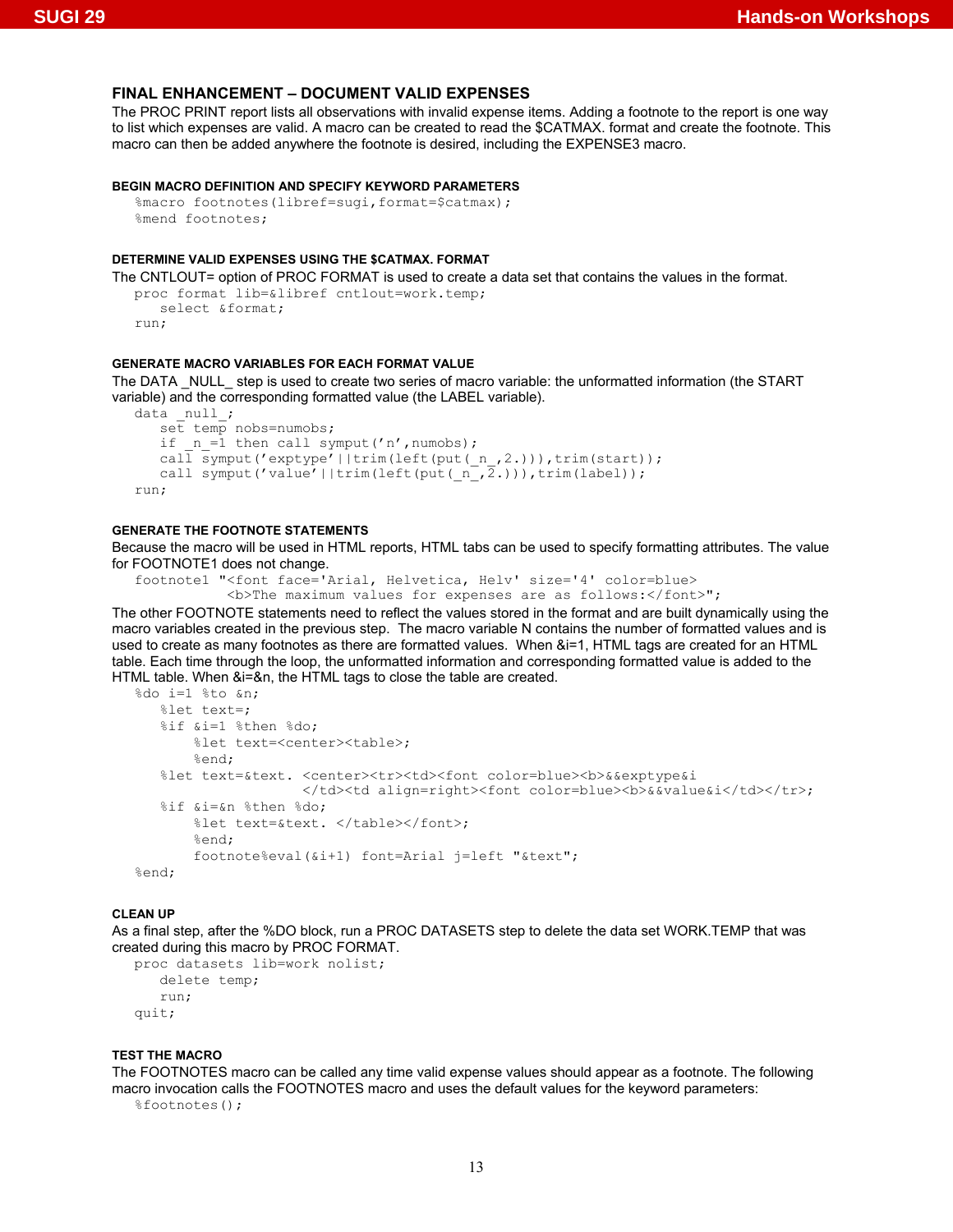## FINAL ENHANCEMENT – DOCUMENT VALID EXPENSES

The PROC PRINT report lists all observations with invalid expense items. Adding a footnote to the report is one way to list which expenses are valid. A macro can be created to read the $CATMAX. format and create the footnote. This macro can then be added anywhere the footnote is desired, including the EXPENSE3 macro.

#### BEGIN MACRO DEFINITION AND SPECIFY KEYWORD PARAMETERS

```
%macro footnotes(libref=sugi,format=$catmax);
%mend footnotes;
```

#### DETERMINE VALID EXPENSES USING THE $CATMAX. FORMAT

The CNTLOUT= option of PROC FORMAT is used to create a data set that contains the values in the format.

```
proc format lib=&libref cntlout=work.temp;
   select &format;
run;
```

#### GENERATE MACRO VARIABLES FOR EACH FORMAT VALUE

The DATA _NULL_ step is used to create two series of macro variable: the unformatted information (the START variable) and the corresponding formatted value (the LABEL variable).

```
data _null_;
   set temp nobs=numobs;
   if _n_=1 then call symput('n',numobs);
   call symput('exptype'||trim(left(put(_n_,2.))),trim(start));
   call symput('value'||trim(left(put(_n_,2.))),trim(label));
run;
```

#### GENERATE THE FOOTNOTE STATEMENTS

Because the macro will be used in HTML reports, HTML tabs can be used to specify formatting attributes. The value for FOOTNOTE1 does not change.

```
footnote1 "<font face='Arial, Helvetica, Helv' size='4' color=blue>
           <b>The maximum values for expenses are as follows:</font>";
```

The other FOOTNOTE statements need to reflect the values stored in the format and are built dynamically using the macro variables created in the previous step. The macro variable N contains the number of formatted values and is used to create as many footnotes as there are formatted values. When &i=1, HTML tags are created for an HTML table. Each time through the loop, the unformatted information and corresponding formatted value is added to the HTML table. When &i=&n, the HTML tags to close the table are created.

```
%do i=1 %to &n;
   %let text=;
   %if &i=1 %then %do;
       %let text=<center><table>;
       %end;
   %let text=&text. <center><tr><td><font color=blue><b>&&exptype&i
                    </td><td align=right><font color=blue><b>&&value&i</td></tr>;
   %if &i=&n %then %do;
       %let text=&text. </table></font>;
       %end;
       footnote%eval(&i+1) font=Arial j=left "&text";
%end;
```

#### CLEAN UP

As a final step, after the %DO block, run a PROC DATASETS step to delete the data set WORK.TEMP that was created during this macro by PROC FORMAT.

```
proc datasets lib=work nolist;
   delete temp;
   run;
quit;
```

#### TEST THE MACRO

The FOOTNOTES macro can be called any time valid expense values should appear as a footnote. The following macro invocation calls the FOOTNOTES macro and uses the default values for the keyword parameters:

```
%footnotes();
```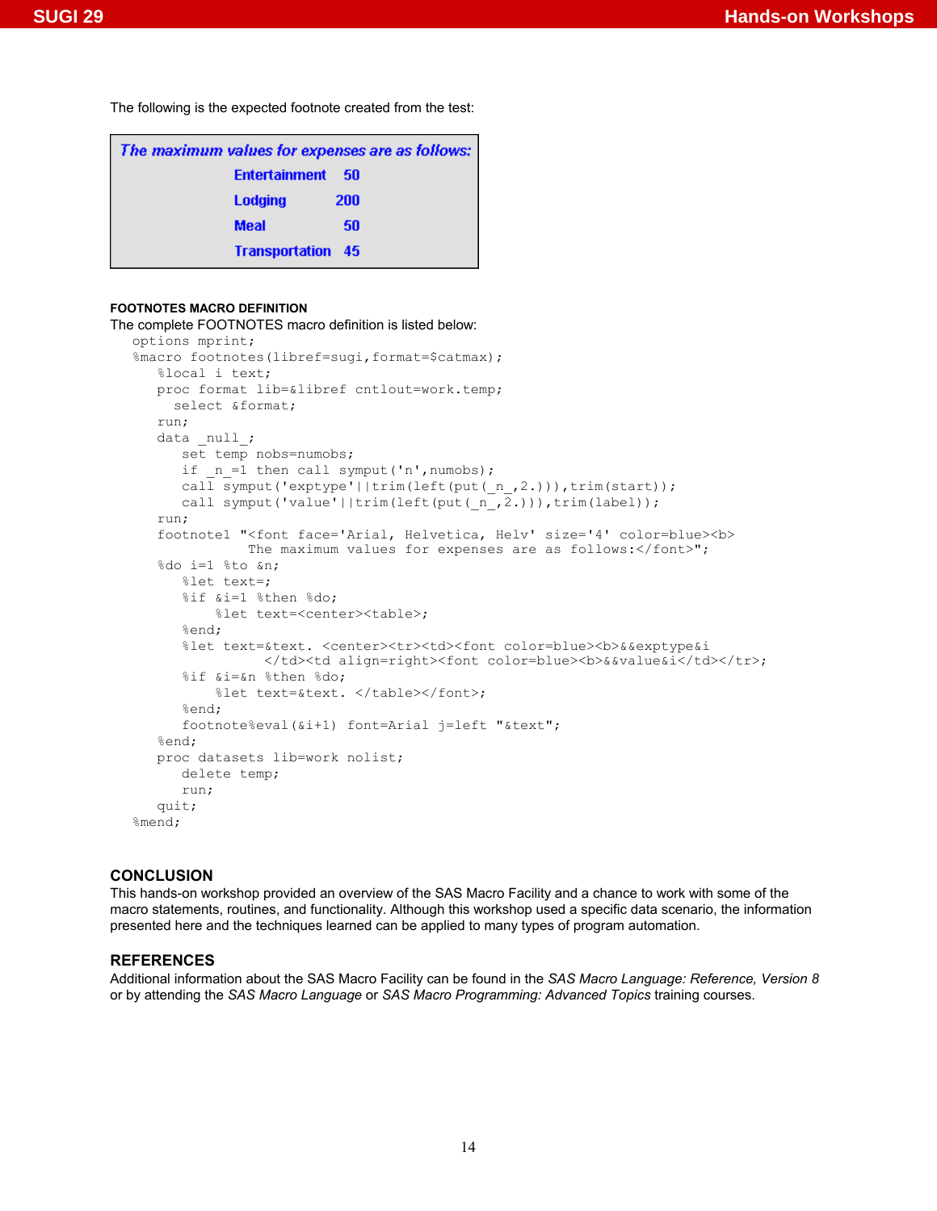The following is the expected footnote created from the test:

| *The maximum values for expenses are as follows:* | |
|---|---|
| **Entertainment** | **50** |
| **Lodging** | **200** |
| **Meal** | **50** |
| **Transportation** | **45** |

**FOOTNOTES MACRO DEFINITION**

The complete FOOTNOTES macro definition is listed below:

```
options mprint;
%macro footnotes(libref=sugi,format=$catmax);
   %local i text;
   proc format lib=&libref cntlout=work.temp;
     select &format;
   run;
   data _null_;
      set temp nobs=numobs;
      if _n_=1 then call symput('n',numobs);
      call symput('exptype'||trim(left(put(_n_,2.))),trim(start));
      call symput('value'||trim(left(put(_n_,2.))),trim(label));
   run;
   footnote1 "<font face='Arial, Helvetica, Helv' size='4' color=blue><b>
                 The maximum values for expenses are as follows:</font>";
   %do i=1 %to &n;
      %let text=;
      %if &i=1 %then %do;
          %let text=<center><table>;
      %end;
      %let text=&text. <center><tr><td><font color=blue><b>&&exptype&i
                </td><td align=right><font color=blue><b>&&value&i</td></tr>;
      %if &i=&n %then %do;
          %let text=&text. </table></font>;
      %end;
      footnote%eval(&i+1) font=Arial j=left "&text";
   %end;
   proc datasets lib=work nolist;
      delete temp;
      run;
   quit;
%mend;
```

## CONCLUSION

This hands-on workshop provided an overview of the SAS Macro Facility and a chance to work with some of the macro statements, routines, and functionality. Although this workshop used a specific data scenario, the information presented here and the techniques learned can be applied to many types of program automation.

## REFERENCES

Additional information about the SAS Macro Facility can be found in the *SAS Macro Language: Reference, Version 8* or by attending the *SAS Macro Language* or *SAS Macro Programming: Advanced Topics* training courses.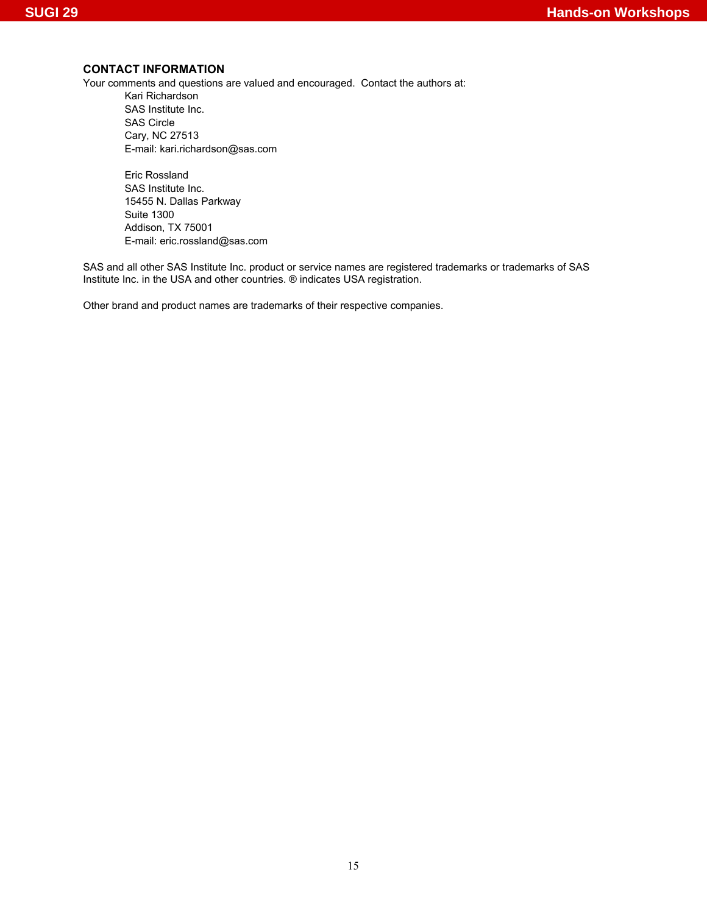### CONTACT INFORMATION

Your comments and questions are valued and encouraged. Contact the authors at:

Kari Richardson
SAS Institute Inc.
SAS Circle
Cary, NC 27513
E-mail: kari.richardson@sas.com

Eric Rossland
SAS Institute Inc.
15455 N. Dallas Parkway
Suite 1300
Addison, TX 75001
E-mail: eric.rossland@sas.com

SAS and all other SAS Institute Inc. product or service names are registered trademarks or trademarks of SAS Institute Inc. in the USA and other countries. ® indicates USA registration.

Other brand and product names are trademarks of their respective companies.